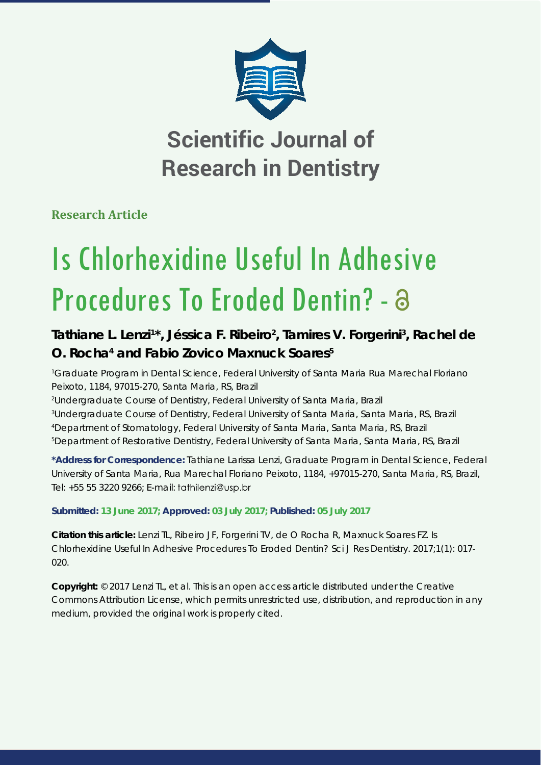# Scientific Journal of Research in Dentistry

**Research Article**

# Is Chlorhexidine Useful In Adhesive Procedures To Eroded Dentin?

**Tathiane L. Lenzi[1]*, Jéssica F. Ribeiro[2], Tamires V. Forgerini[3], Rachel de O. Rocha[4] and Fabio Zovico Maxnuck Soares[5]**

[1]Graduate Program in Dental Science, Federal University of Santa Maria Rua Marechal Floriano Peixoto, 1184, 97015-270, Santa Maria, RS, Brazil
[2]Undergraduate Course of Dentistry, Federal University of Santa Maria, Brazil
[3]Undergraduate Course of Dentistry, Federal University of Santa Maria, Santa Maria, RS, Brazil
[4]Department of Stomatology, Federal University of Santa Maria, Santa Maria, RS, Brazil
[5]Department of Restorative Dentistry, Federal University of Santa Maria, Santa Maria, RS, Brazil

**\*Address for Correspondence:** Tathiane Larissa Lenzi, Graduate Program in Dental Science, Federal University of Santa Maria, Rua Marechal Floriano Peixoto, 1184, +97015-270, Santa Maria, RS, Brazil, Tel: +55 55 3220 9266; E-mail: tathilenzi@usp.br

**Submitted: 13 June 2017; Approved: 03 July 2017; Published: 05 July 2017**

**Citation this article:** Lenzi TL, Ribeiro JF, Forgerini TV, de O Rocha R, Maxnuck Soares FZ. Is Chlorhexidine Useful In Adhesive Procedures To Eroded Dentin? Sci J Res Dentistry. 2017;1(1): 017-020.

**Copyright:** © 2017 Lenzi TL, et al. This is an open access article distributed under the Creative Commons Attribution License, which permits unrestricted use, distribution, and reproduction in any medium, provided the original work is properly cited.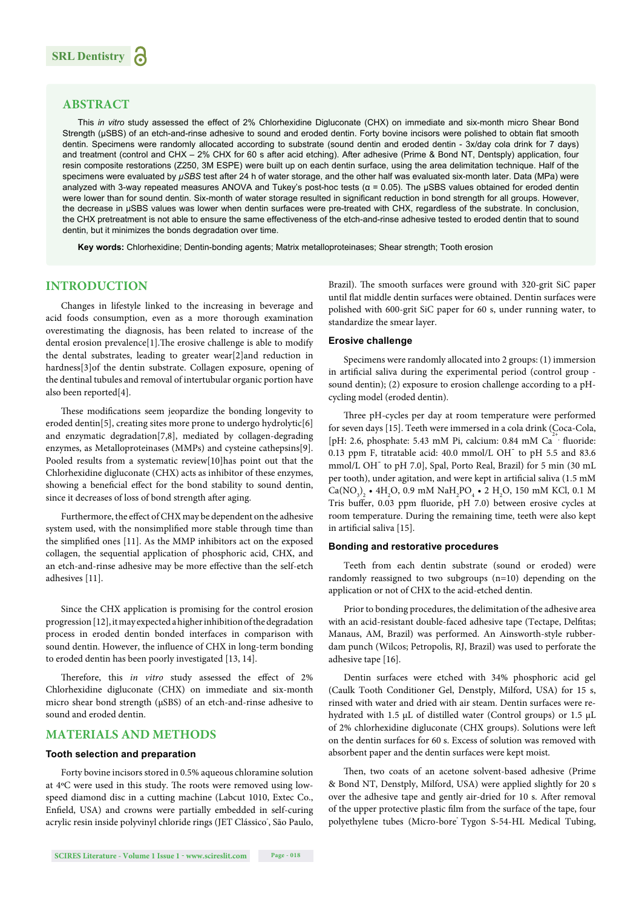## ABSTRACT

This *in vitro* study assessed the effect of 2% Chlorhexidine Digluconate (CHX) on immediate and six-month micro Shear Bond Strength (μSBS) of an etch-and-rinse adhesive to sound and eroded dentin. Forty bovine incisors were polished to obtain flat smooth dentin. Specimens were randomly allocated according to substrate (sound dentin and eroded dentin - 3x/day cola drink for 7 days) and treatment (control and CHX – 2% CHX for 60 s after acid etching). After adhesive (Prime & Bond NT, Dentsply) application, four resin composite restorations (Z250, 3M ESPE) were built up on each dentin surface, using the area delimitation technique. Half of the specimens were evaluated by *μSBS* test after 24 h of water storage, and the other half was evaluated six-month later. Data (MPa) were analyzed with 3-way repeated measures ANOVA and Tukey's post-hoc tests (α = 0.05). The μSBS values obtained for eroded dentin were lower than for sound dentin. Six-month of water storage resulted in significant reduction in bond strength for all groups. However, the decrease in μSBS values was lower when dentin surfaces were pre-treated with CHX, regardless of the substrate. In conclusion, the CHX pretreatment is not able to ensure the same effectiveness of the etch-and-rinse adhesive tested to eroded dentin that to sound dentin, but it minimizes the bonds degradation over time.

**Key words:** Chlorhexidine; Dentin-bonding agents; Matrix metalloproteinases; Shear strength; Tooth erosion

## INTRODUCTION

Changes in lifestyle linked to the increasing in beverage and acid foods consumption, even as a more thorough examination overestimating the diagnosis, has been related to increase of the dental erosion prevalence[1].The erosive challenge is able to modify the dental substrates, leading to greater wear[2]and reduction in hardness[3]of the dentin substrate. Collagen exposure, opening of the dentinal tubules and removal of intertubular organic portion have also been reported[4].

These modifications seem jeopardize the bonding longevity to eroded dentin[5], creating sites more prone to undergo hydrolytic[6] and enzymatic degradation[7,8], mediated by collagen-degrading enzymes, as Metalloproteinases (MMPs) and cysteine cathepsins[9]. Pooled results from a systematic review[10]has point out that the Chlorhexidine digluconate (CHX) acts as inhibitor of these enzymes, showing a beneficial effect for the bond stability to sound dentin, since it decreases of loss of bond strength after aging.

Furthermore, the effect of CHX may be dependent on the adhesive system used, with the nonsimplified more stable through time than the simplified ones [11]. As the MMP inhibitors act on the exposed collagen, the sequential application of phosphoric acid, CHX, and an etch-and-rinse adhesive may be more effective than the self-etch adhesives [11].

Since the CHX application is promising for the control erosion progression [12], it may expected a higher inhibition of the degradation process in eroded dentin bonded interfaces in comparison with sound dentin. However, the influence of CHX in long-term bonding to eroded dentin has been poorly investigated [13, 14].

Therefore, this *in vitro* study assessed the effect of 2% Chlorhexidine digluconate (CHX) on immediate and six-month micro shear bond strength (μSBS) of an etch-and-rinse adhesive to sound and eroded dentin.

## MATERIALS AND METHODS

### Tooth selection and preparation

Forty bovine incisors stored in 0.5% aqueous chloramine solution at 4ºC were used in this study. The roots were removed using low-speed diamond disc in a cutting machine (Labcut 1010, Extec Co., Enfield, USA) and crowns were partially embedded in self-curing acrylic resin inside polyvinyl chloride rings (JET Clássico®, São Paulo, Brazil). The smooth surfaces were ground with 320-grit SiC paper until flat middle dentin surfaces were obtained. Dentin surfaces were polished with 600-grit SiC paper for 60 s, under running water, to standardize the smear layer.

### Erosive challenge

Specimens were randomly allocated into 2 groups: (1) immersion in artificial saliva during the experimental period (control group - sound dentin); (2) exposure to erosion challenge according to a pH-cycling model (eroded dentin).

Three pH-cycles per day at room temperature were performed for seven days [15]. Teeth were immersed in a cola drink (Coca-Cola, [pH: 2.6, phosphate: 5.43 mM Pi, calcium: 0.84 mM $Ca^{2+}$, fluoride: 0.13 ppm F, titratable acid: 40.0 mmol/L $OH^-$ to pH 5.5 and 83.6 mmol/L $OH^-$ to pH 7.0], Spal, Porto Real, Brazil) for 5 min (30 mL per tooth), under agitation, and were kept in artificial saliva (1.5 mM $Ca(NO_3)_2 \cdot 4H_2O$, 0.9 mM $NaH_2PO_4 \cdot 2H_2O$, 150 mM KCl, 0.1 M Tris buffer, 0.03 ppm fluoride, pH 7.0) between erosive cycles at room temperature. During the remaining time, teeth were also kept in artificial saliva [15].

### Bonding and restorative procedures

Teeth from each dentin substrate (sound or eroded) were randomly reassigned to two subgroups (n=10) depending on the application or not of CHX to the acid-etched dentin.

Prior to bonding procedures, the delimitation of the adhesive area with an acid-resistant double-faced adhesive tape (Tectape, Delfitas; Manaus, AM, Brazil) was performed. An Ainsworth-style rubber-dam punch (Wilcos; Petropolis, RJ, Brazil) was used to perforate the adhesive tape [16].

Dentin surfaces were etched with 34% phosphoric acid gel (Caulk Tooth Conditioner Gel, Denstply, Milford, USA) for 15 s, rinsed with water and dried with air steam. Dentin surfaces were re-hydrated with 1.5 μL of distilled water (Control groups) or 1.5 μL of 2% chlorhexidine digluconate (CHX groups). Solutions were left on the dentin surfaces for 60 s. Excess of solution was removed with absorbent paper and the dentin surfaces were kept moist.

Then, two coats of an acetone solvent-based adhesive (Prime & Bond NT, Denstply, Milford, USA) were applied slightly for 20 s over the adhesive tape and gently air-dried for 10 s. After removal of the upper protective plastic film from the surface of the tape, four polyethylene tubes (Micro-bore® Tygon S-54-HL Medical Tubing,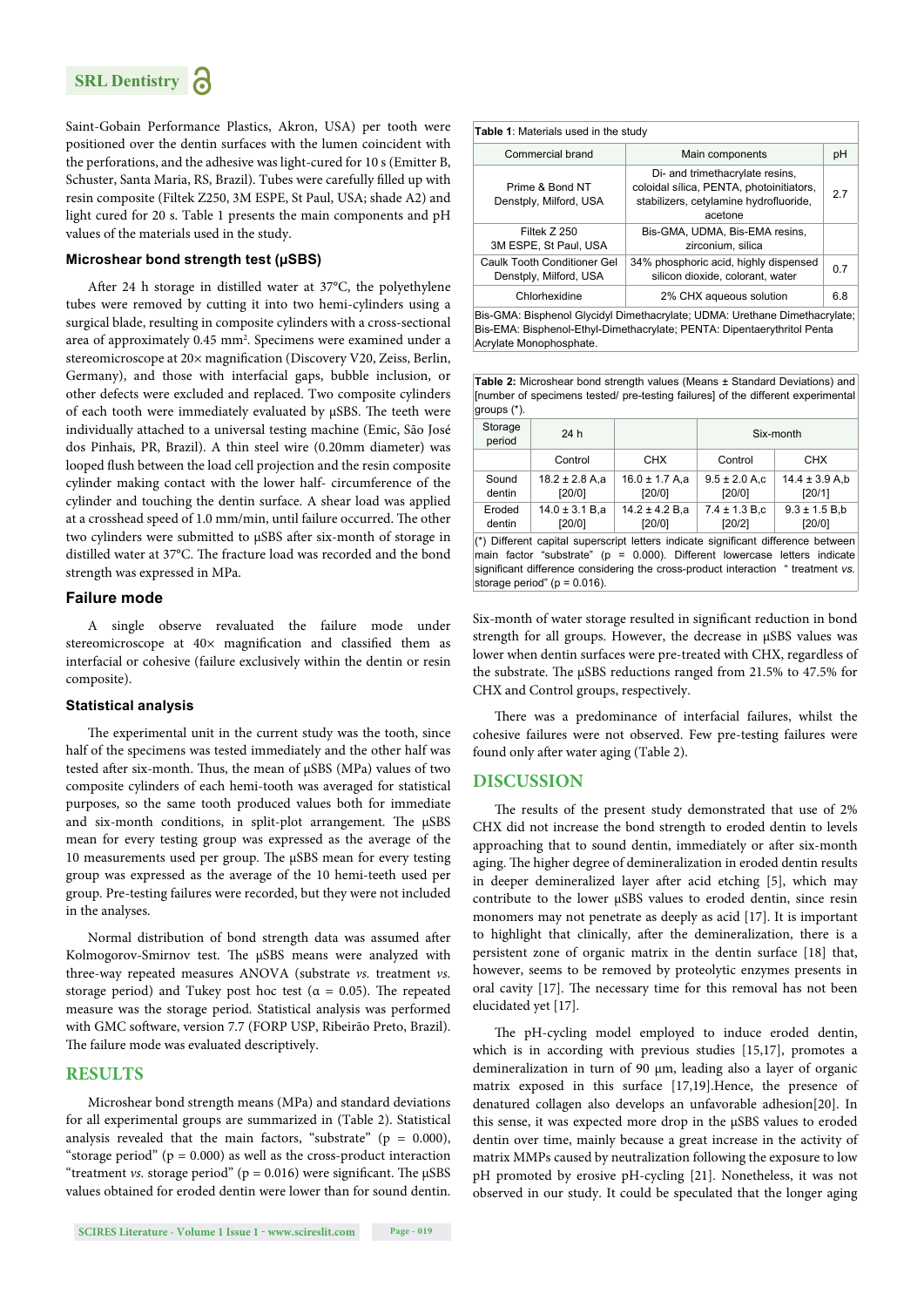Saint-Gobain Performance Plastics, Akron, USA) per tooth were positioned over the dentin surfaces with the lumen coincident with the perforations, and the adhesive was light-cured for 10 s (Emitter B, Schuster, Santa Maria, RS, Brazil). Tubes were carefully filled up with resin composite (Filtek Z250, 3M ESPE, St Paul, USA; shade A2) and light cured for 20 s. Table 1 presents the main components and pH values of the materials used in the study.

### Microshear bond strength test (µSBS)

After 24 h storage in distilled water at 37°C, the polyethylene tubes were removed by cutting it into two hemi-cylinders using a surgical blade, resulting in composite cylinders with a cross-sectional area of approximately 0.45 mm². Specimens were examined under a stereomicroscope at 20× magnification (Discovery V20, Zeiss, Berlin, Germany), and those with interfacial gaps, bubble inclusion, or other defects were excluded and replaced. Two composite cylinders of each tooth were immediately evaluated by µSBS. The teeth were individually attached to a universal testing machine (Emic, São José dos Pinhais, PR, Brazil). A thin steel wire (0.20mm diameter) was looped flush between the load cell projection and the resin composite cylinder making contact with the lower half- circumference of the cylinder and touching the dentin surface. A shear load was applied at a crosshead speed of 1.0 mm/min, until failure occurred. The other two cylinders were submitted to µSBS after six-month of storage in distilled water at 37°C. The fracture load was recorded and the bond strength was expressed in MPa.

### Failure mode

A single observe revaluated the failure mode under stereomicroscope at 40× magnification and classified them as interfacial or cohesive (failure exclusively within the dentin or resin composite).

### Statistical analysis

The experimental unit in the current study was the tooth, since half of the specimens was tested immediately and the other half was tested after six-month. Thus, the mean of µSBS (MPa) values of two composite cylinders of each hemi-tooth was averaged for statistical purposes, so the same tooth produced values both for immediate and six-month conditions, in split-plot arrangement. The µSBS mean for every testing group was expressed as the average of the 10 measurements used per group. The µSBS mean for every testing group was expressed as the average of the 10 hemi-teeth used per group. Pre-testing failures were recorded, but they were not included in the analyses.

Normal distribution of bond strength data was assumed after Kolmogorov-Smirnov test. The µSBS means were analyzed with three-way repeated measures ANOVA (substrate *vs.* treatment *vs.* storage period) and Tukey post hoc test ($\alpha = 0.05$). The repeated measure was the storage period. Statistical analysis was performed with GMC software, version 7.7 (FORP USP, Ribeirão Preto, Brazil). The failure mode was evaluated descriptively.

## RESULTS

Microshear bond strength means (MPa) and standard deviations for all experimental groups are summarized in (Table 2). Statistical analysis revealed that the main factors, "substrate" ($p = 0.000$), "storage period" ($p = 0.000$) as well as the cross-product interaction "treatment *vs.* storage period" ($p = 0.016$) were significant. The µSBS values obtained for eroded dentin were lower than for sound dentin. Six-month of water storage resulted in significant reduction in bond strength for all groups. However, the decrease in µSBS values was lower when dentin surfaces were pre-treated with CHX, regardless of the substrate. The µSBS reductions ranged from 21.5% to 47.5% for CHX and Control groups, respectively.

There was a predominance of interfacial failures, whilst the cohesive failures were not observed. Few pre-testing failures were found only after water aging (Table 2).

**Table 1**: Materials used in the study

| Commercial brand | Main components | pH |
|---|---|---|
| Prime & Bond NT Denstply, Milford, USA | Di- and trimethacrylate resins, coloidal sílica, PENTA, photoinitiators, stabilizers, cetylamine hydrofluoride, acetone | 2.7 |
| Filtek Z 250 3M ESPE, St Paul, USA | Bis-GMA, UDMA, Bis-EMA resins, zirconium, silica | |
| Caulk Tooth Conditioner Gel Denstply, Milford, USA | 34% phosphoric acid, highly dispensed silicon dioxide, colorant, water | 0.7 |
| Chlorhexidine | 2% CHX aqueous solution | 6.8 |

Bis-GMA: Bisphenol Glycidyl Dimethacrylate; UDMA: Urethane Dimethacrylate; Bis-EMA: Bisphenol-Ethyl-Dimethacrylate; PENTA: Dipentaerythritol Penta Acrylate Monophosphate.

**Table 2:** Microshear bond strength values (Means ± Standard Deviations) and [number of specimens tested/ pre-testing failures] of the different experimental groups (*).

| Storage period | 24 h | | Six-month | |
|---|---|---|---|---|
| | Control | CHX | Control | CHX |
| Sound dentin | 18.2 ± 2.8 A,a [20/0] | 16.0 ± 1.7 A,a [20/0] | 9.5 ± 2.0 A,c [20/0] | 14.4 ± 3.9 A,b [20/1] |
| Eroded dentin | 14.0 ± 3.1 B,a [20/0] | 14.2 ± 4.2 B,a [20/0] | 7.4 ± 1.3 B,c [20/2] | 9.3 ± 1.5 B,b [20/0] |

(*) Different capital superscript letters indicate significant difference between main factor "substrate" ($p = 0.000$). Different lowercase letters indicate significant difference considering the cross-product interaction " treatment *vs.* storage period" ($p = 0.016$).

## DISCUSSION

The results of the present study demonstrated that use of 2% CHX did not increase the bond strength to eroded dentin to levels approaching that to sound dentin, immediately or after six-month aging. The higher degree of demineralization in eroded dentin results in deeper demineralized layer after acid etching [5], which may contribute to the lower µSBS values to eroded dentin, since resin monomers may not penetrate as deeply as acid [17]. It is important to highlight that clinically, after the demineralization, there is a persistent zone of organic matrix in the dentin surface [18] that, however, seems to be removed by proteolytic enzymes presents in oral cavity [17]. The necessary time for this removal has not been elucidated yet [17].

The pH-cycling model employed to induce eroded dentin, which is in according with previous studies [15,17], promotes a demineralization in turn of 90 µm, leading also a layer of organic matrix exposed in this surface [17,19].Hence, the presence of denatured collagen also develops an unfavorable adhesion[20]. In this sense, it was expected more drop in the µSBS values to eroded dentin over time, mainly because a great increase in the activity of matrix MMPs caused by neutralization following the exposure to low pH promoted by erosive pH-cycling [21]. Nonetheless, it was not observed in our study. It could be speculated that the longer aging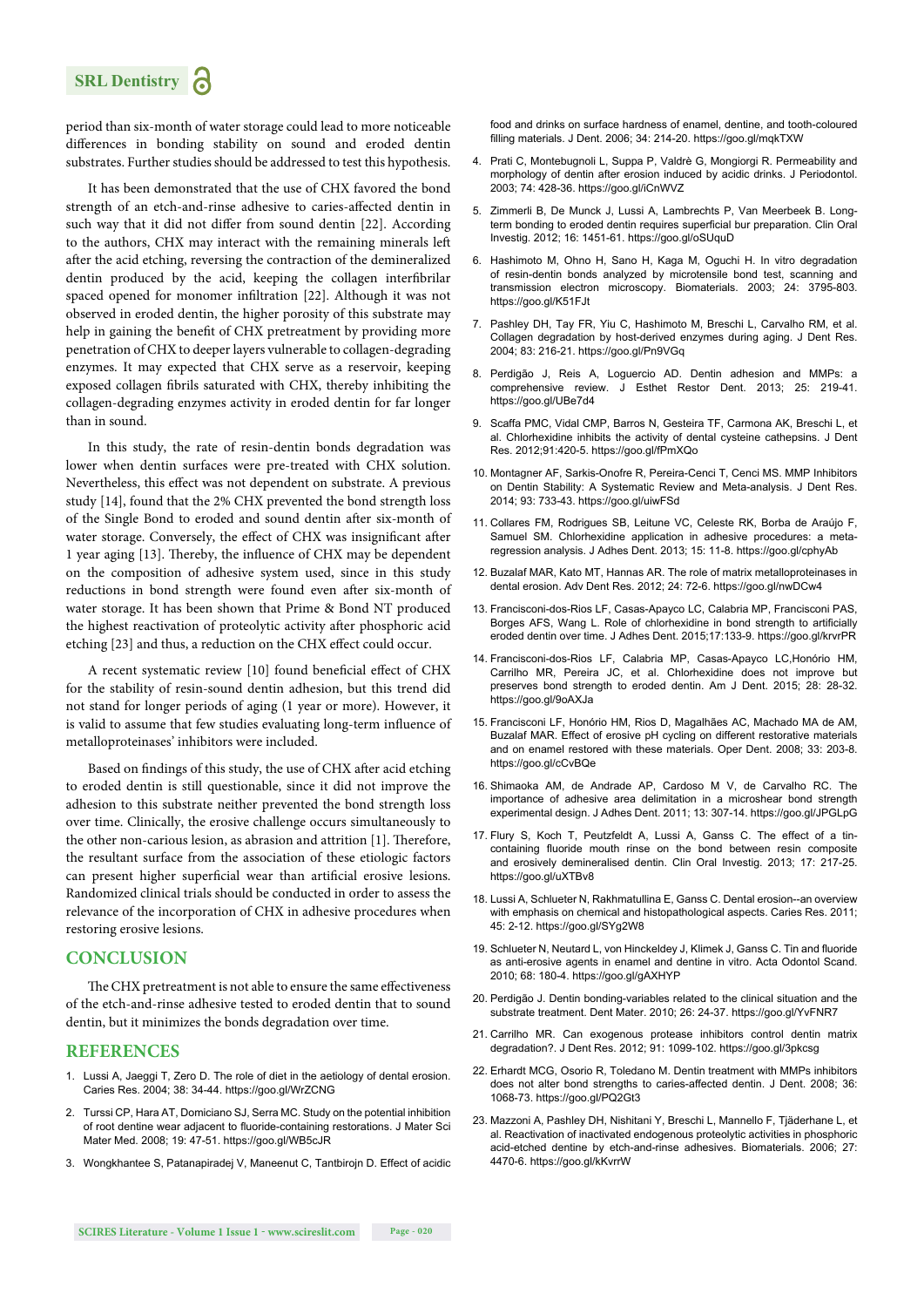period than six-month of water storage could lead to more noticeable differences in bonding stability on sound and eroded dentin substrates. Further studies should be addressed to test this hypothesis.

It has been demonstrated that the use of CHX favored the bond strength of an etch-and-rinse adhesive to caries-affected dentin in such way that it did not differ from sound dentin [22]. According to the authors, CHX may interact with the remaining minerals left after the acid etching, reversing the contraction of the demineralized dentin produced by the acid, keeping the collagen interfibrilar spaced opened for monomer infiltration [22]. Although it was not observed in eroded dentin, the higher porosity of this substrate may help in gaining the benefit of CHX pretreatment by providing more penetration of CHX to deeper layers vulnerable to collagen-degrading enzymes. It may expected that CHX serve as a reservoir, keeping exposed collagen fibrils saturated with CHX, thereby inhibiting the collagen-degrading enzymes activity in eroded dentin for far longer than in sound.

In this study, the rate of resin-dentin bonds degradation was lower when dentin surfaces were pre-treated with CHX solution. Nevertheless, this effect was not dependent on substrate. A previous study [14], found that the 2% CHX prevented the bond strength loss of the Single Bond to eroded and sound dentin after six-month of water storage. Conversely, the effect of CHX was insignificant after 1 year aging [13]. Thereby, the influence of CHX may be dependent on the composition of adhesive system used, since in this study reductions in bond strength were found even after six-month of water storage. It has been shown that Prime & Bond NT produced the highest reactivation of proteolytic activity after phosphoric acid etching [23] and thus, a reduction on the CHX effect could occur.

A recent systematic review [10] found beneficial effect of CHX for the stability of resin-sound dentin adhesion, but this trend did not stand for longer periods of aging (1 year or more). However, it is valid to assume that few studies evaluating long-term influence of metalloproteinases' inhibitors were included.

Based on findings of this study, the use of CHX after acid etching to eroded dentin is still questionable, since it did not improve the adhesion to this substrate neither prevented the bond strength loss over time. Clinically, the erosive challenge occurs simultaneously to the other non-carious lesion, as abrasion and attrition [1]. Therefore, the resultant surface from the association of these etiologic factors can present higher superficial wear than artificial erosive lesions. Randomized clinical trials should be conducted in order to assess the relevance of the incorporation of CHX in adhesive procedures when restoring erosive lesions.

## CONCLUSION

The CHX pretreatment is not able to ensure the same effectiveness of the etch-and-rinse adhesive tested to eroded dentin that to sound dentin, but it minimizes the bonds degradation over time.

## REFERENCES

1. Lussi A, Jaeggi T, Zero D. The role of diet in the aetiology of dental erosion. Caries Res. 2004; 38: 34-44. https://goo.gl/WrZCNG
2. Turssi CP, Hara AT, Domiciano SJ, Serra MC. Study on the potential inhibition of root dentine wear adjacent to fluoride-containing restorations. J Mater Sci Mater Med. 2008; 19: 47-51. https://goo.gl/WB5cJR
3. Wongkhantee S, Patanapiradej V, Maneenut C, Tantbirojn D. Effect of acidic food and drinks on surface hardness of enamel, dentine, and tooth-coloured filling materials. J Dent. 2006; 34: 214-20. https://goo.gl/mqkTXW
4. Prati C, Montebugnoli L, Suppa P, Valdrè G, Mongiorgi R. Permeability and morphology of dentin after erosion induced by acidic drinks. J Periodontol. 2003; 74: 428-36. https://goo.gl/iCnWVZ
5. Zimmerli B, De Munck J, Lussi A, Lambrechts P, Van Meerbeek B. Long-term bonding to eroded dentin requires superficial bur preparation. Clin Oral Investig. 2012; 16: 1451-61. https://goo.gl/oSUquD
6. Hashimoto M, Ohno H, Sano H, Kaga M, Oguchi H. In vitro degradation of resin-dentin bonds analyzed by microtensile bond test, scanning and transmission electron microscopy. Biomaterials. 2003; 24: 3795-803. https://goo.gl/K51FJt
7. Pashley DH, Tay FR, Yiu C, Hashimoto M, Breschi L, Carvalho RM, et al. Collagen degradation by host-derived enzymes during aging. J Dent Res. 2004; 83: 216-21. https://goo.gl/Pn9VGq
8. Perdigão J, Reis A, Loguercio AD. Dentin adhesion and MMPs: a comprehensive review. J Esthet Restor Dent. 2013; 25: 219-41. https://goo.gl/UBe7d4
9. Scaffa PMC, Vidal CMP, Barros N, Gesteira TF, Carmona AK, Breschi L, et al. Chlorhexidine inhibits the activity of dental cysteine cathepsins. J Dent Res. 2012;91:420-5. https://goo.gl/fPmXQo
10. Montagner AF, Sarkis-Onofre R, Pereira-Cenci T, Cenci MS. MMP Inhibitors on Dentin Stability: A Systematic Review and Meta-analysis. J Dent Res. 2014; 93: 733-43. https://goo.gl/uiwFSd
11. Collares FM, Rodrigues SB, Leitune VC, Celeste RK, Borba de Araújo F, Samuel SM. Chlorhexidine application in adhesive procedures: a meta-regression analysis. J Adhes Dent. 2013; 15: 11-8. https://goo.gl/cphyAb
12. Buzalaf MAR, Kato MT, Hannas AR. The role of matrix metalloproteinases in dental erosion. Adv Dent Res. 2012; 24: 72-6. https://goo.gl/nwDCw4
13. Francisconi-dos-Rios LF, Casas-Apayco LC, Calabria MP, Francisconi PAS, Borges AFS, Wang L. Role of chlorhexidine in bond strength to artificially eroded dentin over time. J Adhes Dent. 2015;17:133-9. https://goo.gl/krvrPR
14. Francisconi-dos-Rios LF, Calabria MP, Casas-Apayco LC,Honório HM, Carrilho MR, Pereira JC, et al. Chlorhexidine does not improve but preserves bond strength to eroded dentin. Am J Dent. 2015; 28: 28-32. https://goo.gl/9oAXJa
15. Francisconi LF, Honório HM, Rios D, Magalhães AC, Machado MA de AM, Buzalaf MAR. Effect of erosive pH cycling on different restorative materials and on enamel restored with these materials. Oper Dent. 2008; 33: 203-8. https://goo.gl/cCvBQe
16. Shimaoka AM, de Andrade AP, Cardoso M V, de Carvalho RC. The importance of adhesive area delimitation in a microshear bond strength experimental design. J Adhes Dent. 2011; 13: 307-14. https://goo.gl/JPGLpG
17. Flury S, Koch T, Peutzfeldt A, Lussi A, Ganss C. The effect of a tin-containing fluoride mouth rinse on the bond between resin composite and erosively demineralised dentin. Clin Oral Investig. 2013; 17: 217-25. https://goo.gl/uXTBv8
18. Lussi A, Schlueter N, Rakhmatullina E, Ganss C. Dental erosion--an overview with emphasis on chemical and histopathological aspects. Caries Res. 2011; 45: 2-12. https://goo.gl/SYg2W8
19. Schlueter N, Neutard L, von Hinckeldey J, Klimek J, Ganss C. Tin and fluoride as anti-erosive agents in enamel and dentine in vitro. Acta Odontol Scand. 2010; 68: 180-4. https://goo.gl/gAXHYP
20. Perdigão J. Dentin bonding-variables related to the clinical situation and the substrate treatment. Dent Mater. 2010; 26: 24-37. https://goo.gl/YvFNR7
21. Carrilho MR. Can exogenous protease inhibitors control dentin matrix degradation?. J Dent Res. 2012; 91: 1099-102. https://goo.gl/3pkcsg
22. Erhardt MCG, Osorio R, Toledano M. Dentin treatment with MMPs inhibitors does not alter bond strengths to caries-affected dentin. J Dent. 2008; 36: 1068-73. https://goo.gl/PQ2Gt3
23. Mazzoni A, Pashley DH, Nishitani Y, Breschi L, Mannello F, Tjäderhane L, et al. Reactivation of inactivated endogenous proteolytic activities in phosphoric acid-etched dentine by etch-and-rinse adhesives. Biomaterials. 2006; 27: 4470-6. https://goo.gl/kKvrrW